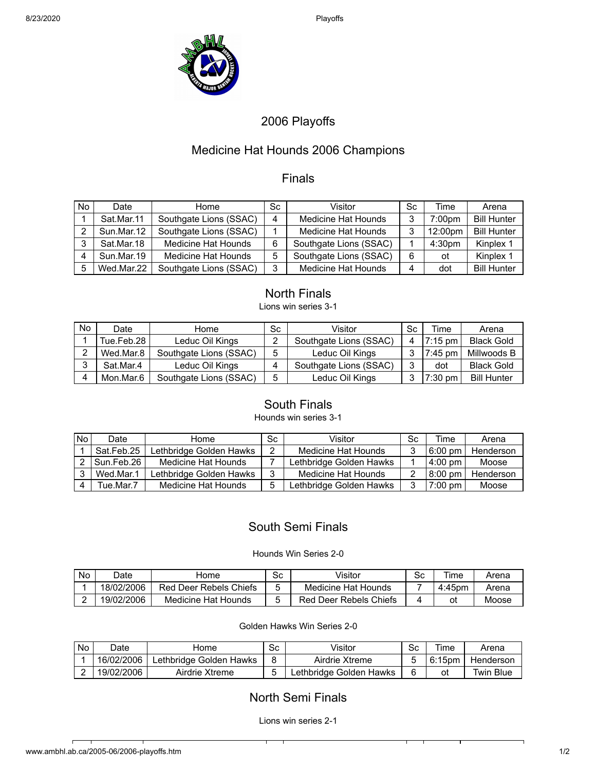# 2006 Playoffs

## Medicine Hat Hounds 2006 Champions

## Finals

| No | Date | Home | Sc | Visitor | Sc | Time | Arena |
|---|---|---|---|---|---|---|---|
| 1 | Sat.Mar.11 | Southgate Lions (SSAC) | 4 | Medicine Hat Hounds | 3 | 7:00pm | Bill Hunter |
| 2 | Sun.Mar.12 | Southgate Lions (SSAC) | 1 | Medicine Hat Hounds | 3 | 12:00pm | Bill Hunter |
| 3 | Sat.Mar.18 | Medicine Hat Hounds | 6 | Southgate Lions (SSAC) | 1 | 4:30pm | Kinplex 1 |
| 4 | Sun.Mar.19 | Medicine Hat Hounds | 5 | Southgate Lions (SSAC) | 6 | ot | Kinplex 1 |
| 5 | Wed.Mar.22 | Southgate Lions (SSAC) | 3 | Medicine Hat Hounds | 4 | dot | Bill Hunter |

## North Finals

Lions win series 3-1

| No | Date | Home | Sc | Visitor | Sc | Time | Arena |
|---|---|---|---|---|---|---|---|
| 1 | Tue.Feb.28 | Leduc Oil Kings | 2 | Southgate Lions (SSAC) | 4 | 7:15 pm | Black Gold |
| 2 | Wed.Mar.8 | Southgate Lions (SSAC) | 5 | Leduc Oil Kings | 3 | 7:45 pm | Millwoods B |
| 3 | Sat.Mar.4 | Leduc Oil Kings | 4 | Southgate Lions (SSAC) | 3 | dot | Black Gold |
| 4 | Mon.Mar.6 | Southgate Lions (SSAC) | 5 | Leduc Oil Kings | 3 | 7:30 pm | Bill Hunter |

## South Finals

Hounds win series 3-1

| No | Date | Home | Sc | Visitor | Sc | Time | Arena |
|---|---|---|---|---|---|---|---|
| 1 | Sat.Feb.25 | Lethbridge Golden Hawks | 2 | Medicine Hat Hounds | 3 | 6:00 pm | Henderson |
| 2 | Sun.Feb.26 | Medicine Hat Hounds | 7 | Lethbridge Golden Hawks | 1 | 4:00 pm | Moose |
| 3 | Wed.Mar.1 | Lethbridge Golden Hawks | 3 | Medicine Hat Hounds | 2 | 8:00 pm | Henderson |
| 4 | Tue.Mar.7 | Medicine Hat Hounds | 5 | Lethbridge Golden Hawks | 3 | 7:00 pm | Moose |

## South Semi Finals

Hounds Win Series 2-0

| No | Date | Home | Sc | Visitor | Sc | Time | Arena |
|---|---|---|---|---|---|---|---|
| 1 | 18/02/2006 | Red Deer Rebels Chiefs | 5 | Medicine Hat Hounds | 7 | 4:45pm | Arena |
| 2 | 19/02/2006 | Medicine Hat Hounds | 5 | Red Deer Rebels Chiefs | 4 | ot | Moose |

Golden Hawks Win Series 2-0

| No | Date | Home | Sc | Visitor | Sc | Time | Arena |
|---|---|---|---|---|---|---|---|
| 1 | 16/02/2006 | Lethbridge Golden Hawks | 8 | Airdrie Xtreme | 5 | 6:15pm | Henderson |
| 2 | 19/02/2006 | Airdrie Xtreme | 5 | Lethbridge Golden Hawks | 6 | ot | Twin Blue |

## North Semi Finals

Lions win series 2-1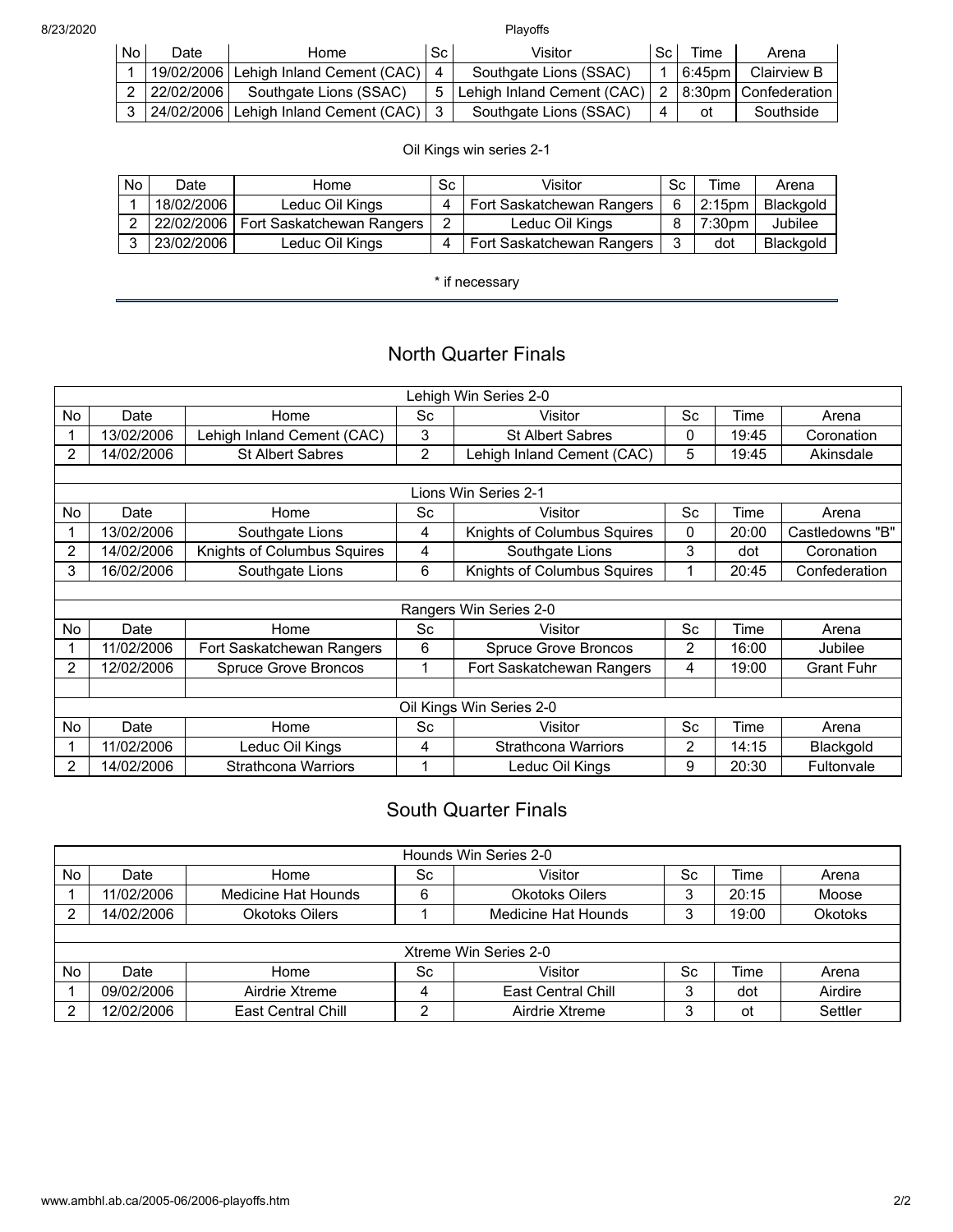| No | Date | Home | Sc | Visitor | Sc | Time | Arena |
|---|---|---|---|---|---|---|---|
| 1 | 19/02/2006 | Lehigh Inland Cement (CAC) | 4 | Southgate Lions (SSAC) | 1 | 6:45pm | Clairview B |
| 2 | 22/02/2006 | Southgate Lions (SSAC) | 5 | Lehigh Inland Cement (CAC) | 2 | 8:30pm | Confederation |
| 3 | 24/02/2006 | Lehigh Inland Cement (CAC) | 3 | Southgate Lions (SSAC) | 4 | ot | Southside |

Oil Kings win series 2-1

| No | Date | Home | Sc | Visitor | Sc | Time | Arena |
|---|---|---|---|---|---|---|---|
| 1 | 18/02/2006 | Leduc Oil Kings | 4 | Fort Saskatchewan Rangers | 6 | 2:15pm | Blackgold |
| 2 | 22/02/2006 | Fort Saskatchewan Rangers | 2 | Leduc Oil Kings | 8 | 7:30pm | Jubilee |
| 3 | 23/02/2006 | Leduc Oil Kings | 4 | Fort Saskatchewan Rangers | 3 | dot | Blackgold |

* if necessary

## North Quarter Finals

| Lehigh Win Series 2-0 | | | | | | | |
|---|---|---|---|---|---|---|---|
| No | Date | Home | Sc | Visitor | Sc | Time | Arena |
| 1 | 13/02/2006 | Lehigh Inland Cement (CAC) | 3 | St Albert Sabres | 0 | 19:45 | Coronation |
| 2 | 14/02/2006 | St Albert Sabres | 2 | Lehigh Inland Cement (CAC) | 5 | 19:45 | Akinsdale |
| | | | | | | | |
| Lions Win Series 2-1 | | | | | | | |
| No | Date | Home | Sc | Visitor | Sc | Time | Arena |
| 1 | 13/02/2006 | Southgate Lions | 4 | Knights of Columbus Squires | 0 | 20:00 | Castledowns "B" |
| 2 | 14/02/2006 | Knights of Columbus Squires | 4 | Southgate Lions | 3 | dot | Coronation |
| 3 | 16/02/2006 | Southgate Lions | 6 | Knights of Columbus Squires | 1 | 20:45 | Confederation |
| | | | | | | | |
| Rangers Win Series 2-0 | | | | | | | |
| No | Date | Home | Sc | Visitor | Sc | Time | Arena |
| 1 | 11/02/2006 | Fort Saskatchewan Rangers | 6 | Spruce Grove Broncos | 2 | 16:00 | Jubilee |
| 2 | 12/02/2006 | Spruce Grove Broncos | 1 | Fort Saskatchewan Rangers | 4 | 19:00 | Grant Fuhr |
| | | | | | | | |
| Oil Kings Win Series 2-0 | | | | | | | |
| No | Date | Home | Sc | Visitor | Sc | Time | Arena |
| 1 | 11/02/2006 | Leduc Oil Kings | 4 | Strathcona Warriors | 2 | 14:15 | Blackgold |
| 2 | 14/02/2006 | Strathcona Warriors | 1 | Leduc Oil Kings | 9 | 20:30 | Fultonvale |

## South Quarter Finals

| Hounds Win Series 2-0 | | | | | | | |
|---|---|---|---|---|---|---|---|
| No | Date | Home | Sc | Visitor | Sc | Time | Arena |
| 1 | 11/02/2006 | Medicine Hat Hounds | 6 | Okotoks Oilers | 3 | 20:15 | Moose |
| 2 | 14/02/2006 | Okotoks Oilers | 1 | Medicine Hat Hounds | 3 | 19:00 | Okotoks |
| | | | | | | | |
| Xtreme Win Series 2-0 | | | | | | | |
| No | Date | Home | Sc | Visitor | Sc | Time | Arena |
| 1 | 09/02/2006 | Airdrie Xtreme | 4 | East Central Chill | 3 | dot | Airdire |
| 2 | 12/02/2006 | East Central Chill | 2 | Airdrie Xtreme | 3 | ot | Settler |